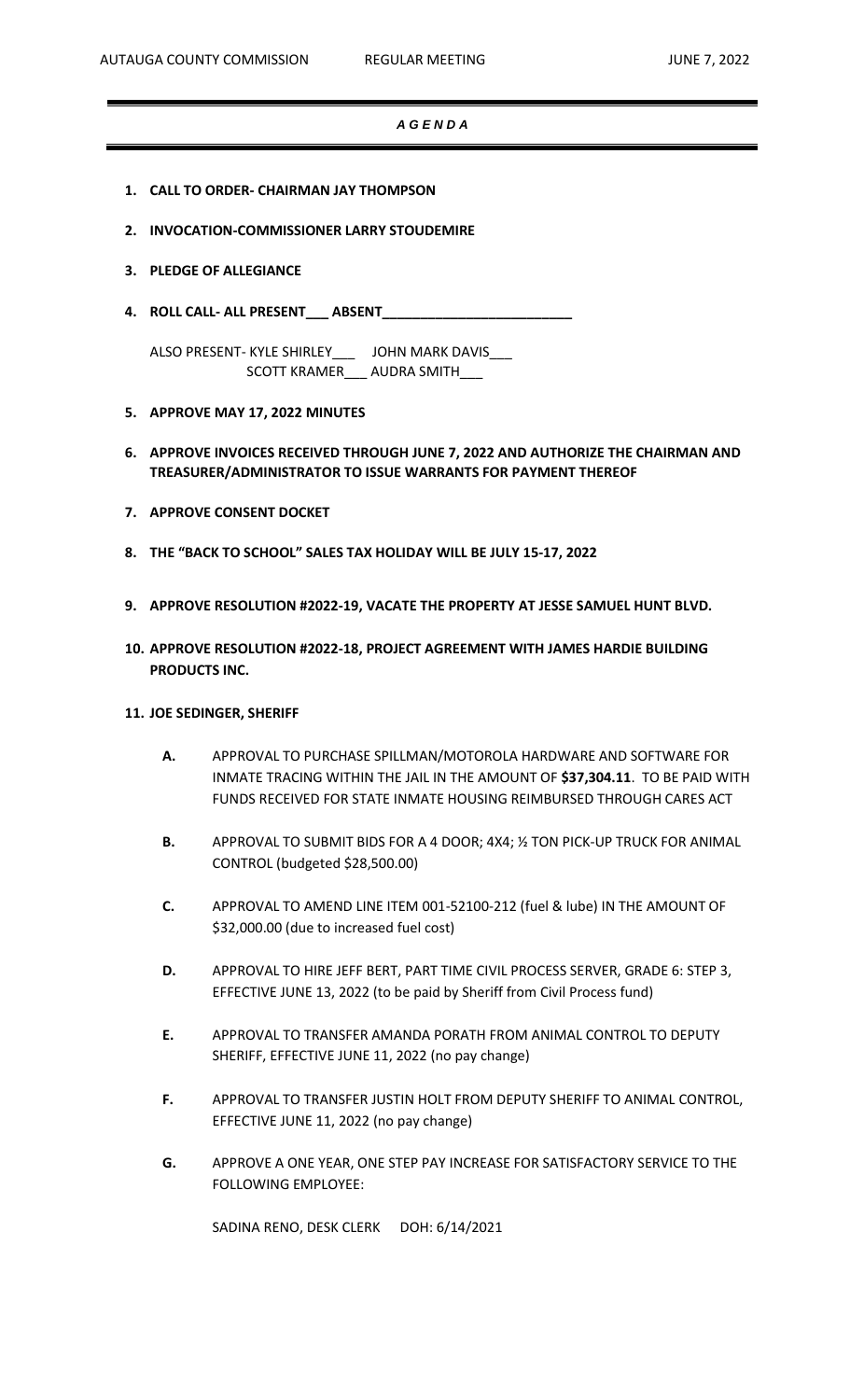# *A G E N D A*

1. **CALL TO ORDER- CHAIRMAN JAY THOMPSON**

2. **INVOCATION-COMMISSIONER LARRY STOUDEMIRE**

3. **PLEDGE OF ALLEGIANCE**

4. **ROLL CALL- ALL PRESENT___ ABSENT_________________________**

   ALSO PRESENT- KYLE SHIRLEY___ JOHN MARK DAVIS___
   SCOTT KRAMER___ AUDRA SMITH___

5. **APPROVE MAY 17, 2022 MINUTES**

6. **APPROVE INVOICES RECEIVED THROUGH JUNE 7, 2022 AND AUTHORIZE THE CHAIRMAN AND TREASURER/ADMINISTRATOR TO ISSUE WARRANTS FOR PAYMENT THEREOF**

7. **APPROVE CONSENT DOCKET**

8. **THE "BACK TO SCHOOL" SALES TAX HOLIDAY WILL BE JULY 15-17, 2022**

9. **APPROVE RESOLUTION #2022-19, VACATE THE PROPERTY AT JESSE SAMUEL HUNT BLVD.**

10. **APPROVE RESOLUTION #2022-18, PROJECT AGREEMENT WITH JAMES HARDIE BUILDING PRODUCTS INC.**

11. **JOE SEDINGER, SHERIFF**

    **A.** APPROVAL TO PURCHASE SPILLMAN/MOTOROLA HARDWARE AND SOFTWARE FOR INMATE TRACING WITHIN THE JAIL IN THE AMOUNT OF **$37,304.11**. TO BE PAID WITH FUNDS RECEIVED FOR STATE INMATE HOUSING REIMBURSED THROUGH CARES ACT

    **B.** APPROVAL TO SUBMIT BIDS FOR A 4 DOOR; 4X4; ½ TON PICK-UP TRUCK FOR ANIMAL CONTROL (budgeted $28,500.00)

    **C.** APPROVAL TO AMEND LINE ITEM 001-52100-212 (fuel & lube) IN THE AMOUNT OF $32,000.00 (due to increased fuel cost)

    **D.** APPROVAL TO HIRE JEFF BERT, PART TIME CIVIL PROCESS SERVER, GRADE 6: STEP 3, EFFECTIVE JUNE 13, 2022 (to be paid by Sheriff from Civil Process fund)

    **E.** APPROVAL TO TRANSFER AMANDA PORATH FROM ANIMAL CONTROL TO DEPUTY SHERIFF, EFFECTIVE JUNE 11, 2022 (no pay change)

    **F.** APPROVAL TO TRANSFER JUSTIN HOLT FROM DEPUTY SHERIFF TO ANIMAL CONTROL, EFFECTIVE JUNE 11, 2022 (no pay change)

    **G.** APPROVE A ONE YEAR, ONE STEP PAY INCREASE FOR SATISFACTORY SERVICE TO THE FOLLOWING EMPLOYEE:

    SADINA RENO, DESK CLERK DOH: 6/14/2021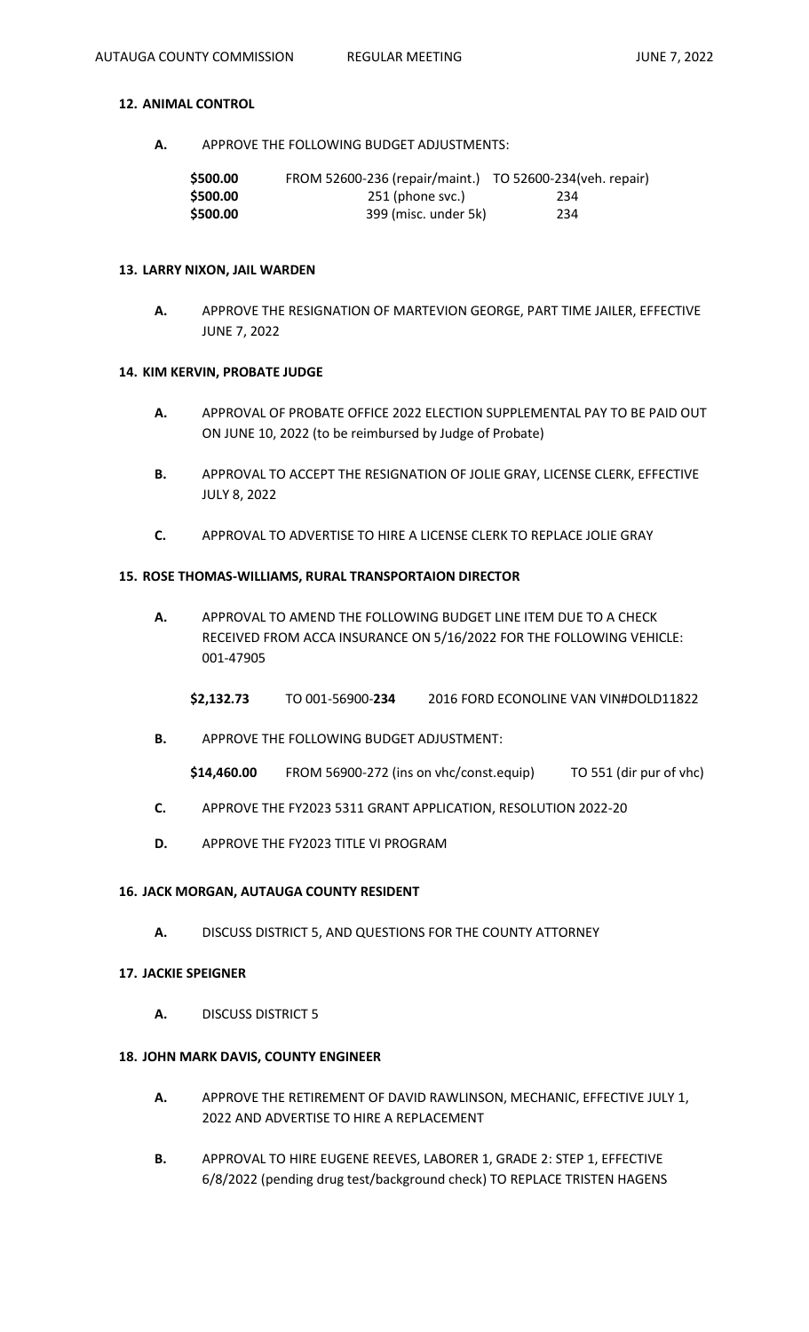**12. ANIMAL CONTROL**

**A.** APPROVE THE FOLLOWING BUDGET ADJUSTMENTS:

| | | |
|---|---|---|
| **$500.00** | FROM 52600-236 (repair/maint.) | TO 52600-234(veh. repair) |
| **$500.00** | 251 (phone svc.) | 234 |
| **$500.00** | 399 (misc. under 5k) | 234 |

**13. LARRY NIXON, JAIL WARDEN**

**A.** APPROVE THE RESIGNATION OF MARTEVION GEORGE, PART TIME JAILER, EFFECTIVE JUNE 7, 2022

**14. KIM KERVIN, PROBATE JUDGE**

**A.** APPROVAL OF PROBATE OFFICE 2022 ELECTION SUPPLEMENTAL PAY TO BE PAID OUT ON JUNE 10, 2022 (to be reimbursed by Judge of Probate)

**B.** APPROVAL TO ACCEPT THE RESIGNATION OF JOLIE GRAY, LICENSE CLERK, EFFECTIVE JULY 8, 2022

**C.** APPROVAL TO ADVERTISE TO HIRE A LICENSE CLERK TO REPLACE JOLIE GRAY

**15. ROSE THOMAS-WILLIAMS, RURAL TRANSPORTAION DIRECTOR**

**A.** APPROVAL TO AMEND THE FOLLOWING BUDGET LINE ITEM DUE TO A CHECK RECEIVED FROM ACCA INSURANCE ON 5/16/2022 FOR THE FOLLOWING VEHICLE: 001-47905

**$2,132.73** TO 001-56900-**234** 2016 FORD ECONOLINE VAN VIN#DOLD11822

**B.** APPROVE THE FOLLOWING BUDGET ADJUSTMENT:

**$14,460.00** FROM 56900-272 (ins on vhc/const.equip) TO 551 (dir pur of vhc)

**C.** APPROVE THE FY2023 5311 GRANT APPLICATION, RESOLUTION 2022-20

**D.** APPROVE THE FY2023 TITLE VI PROGRAM

**16. JACK MORGAN, AUTAUGA COUNTY RESIDENT**

**A.** DISCUSS DISTRICT 5, AND QUESTIONS FOR THE COUNTY ATTORNEY

**17. JACKIE SPEIGNER**

**A.** DISCUSS DISTRICT 5

**18. JOHN MARK DAVIS, COUNTY ENGINEER**

**A.** APPROVE THE RETIREMENT OF DAVID RAWLINSON, MECHANIC, EFFECTIVE JULY 1, 2022 AND ADVERTISE TO HIRE A REPLACEMENT

**B.** APPROVAL TO HIRE EUGENE REEVES, LABORER 1, GRADE 2: STEP 1, EFFECTIVE 6/8/2022 (pending drug test/background check) TO REPLACE TRISTEN HAGENS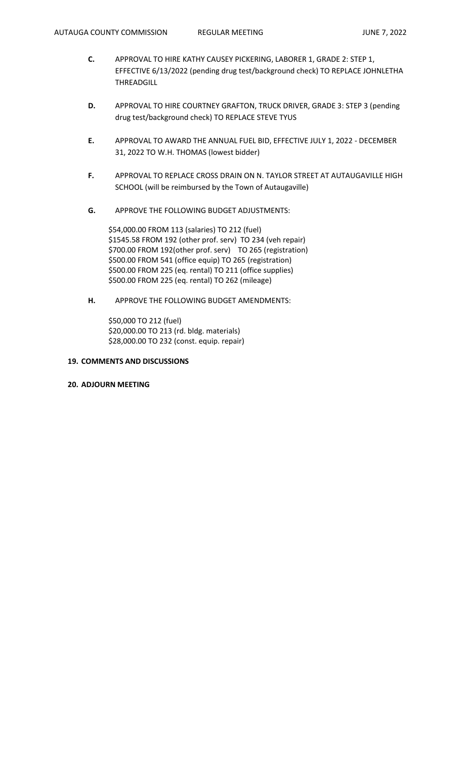- **C.** APPROVAL TO HIRE KATHY CAUSEY PICKERING, LABORER 1, GRADE 2: STEP 1, EFFECTIVE 6/13/2022 (pending drug test/background check) TO REPLACE JOHNLETHA THREADGILL

- **D.** APPROVAL TO HIRE COURTNEY GRAFTON, TRUCK DRIVER, GRADE 3: STEP 3 (pending drug test/background check) TO REPLACE STEVE TYUS

- **E.** APPROVAL TO AWARD THE ANNUAL FUEL BID, EFFECTIVE JULY 1, 2022 - DECEMBER 31, 2022 TO W.H. THOMAS (lowest bidder)

- **F.** APPROVAL TO REPLACE CROSS DRAIN ON N. TAYLOR STREET AT AUTAUGAVILLE HIGH SCHOOL (will be reimbursed by the Town of Autaugaville)

- **G.** APPROVE THE FOLLOWING BUDGET ADJUSTMENTS:

  $54,000.00 FROM 113 (salaries) TO 212 (fuel)
  $1545.58 FROM 192 (other prof. serv) TO 234 (veh repair)
  $700.00 FROM 192(other prof. serv) TO 265 (registration)
  $500.00 FROM 541 (office equip) TO 265 (registration)
  $500.00 FROM 225 (eq. rental) TO 211 (office supplies)
  $500.00 FROM 225 (eq. rental) TO 262 (mileage)

- **H.** APPROVE THE FOLLOWING BUDGET AMENDMENTS:

  $50,000 TO 212 (fuel)
  $20,000.00 TO 213 (rd. bldg. materials)
  $28,000.00 TO 232 (const. equip. repair)

**19. COMMENTS AND DISCUSSIONS**

**20. ADJOURN MEETING**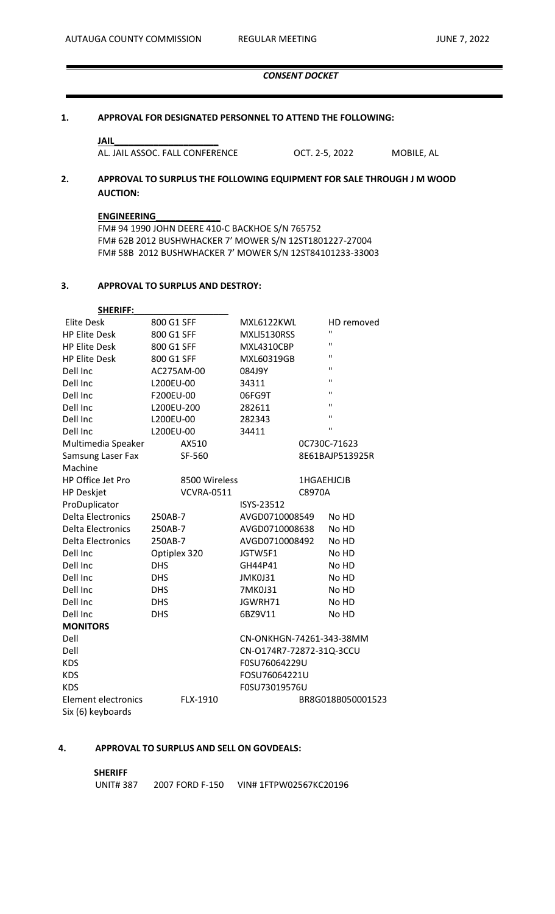## *CONSENT DOCKET*

**1. APPROVAL FOR DESIGNATED PERSONNEL TO ATTEND THE FOLLOWING:**

**JAIL**

| | | |
|---|---|---|
| AL. JAIL ASSOC. FALL CONFERENCE | OCT. 2-5, 2022 | MOBILE, AL |

**2. APPROVAL TO SURPLUS THE FOLLOWING EQUIPMENT FOR SALE THROUGH J M WOOD AUCTION:**

**ENGINEERING**

FM# 94 1990 JOHN DEERE 410-C BACKHOE S/N 765752
FM# 62B 2012 BUSHWHACKER 7' MOWER S/N 12ST1801227-27004
FM# 58B 2012 BUSHWHACKER 7' MOWER S/N 12ST84101233-33003

**3. APPROVAL TO SURPLUS AND DESTROY:**

**SHERIFF:**

| | | | |
|---|---|---|---|
| Elite Desk | 800 G1 SFF | MXL6122KWL | HD removed |
| HP Elite Desk | 800 G1 SFF | MXLI5130RSS | " |
| HP Elite Desk | 800 G1 SFF | MXL4310CBP | " |
| HP Elite Desk | 800 G1 SFF | MXL60319GB | " |
| Dell Inc | AC275AM-00 | 084J9Y | " |
| Dell Inc | L200EU-00 | 34311 | " |
| Dell Inc | F200EU-00 | 06FG9T | " |
| Dell Inc | L200EU-200 | 282611 | " |
| Dell Inc | L200EU-00 | 282343 | " |
| Dell Inc | L200EU-00 | 34411 | " |
| Multimedia Speaker | AX510 | | 0C730C-71623 |
| Samsung Laser Fax Machine | SF-560 | | 8E61BAJP513925R |
| HP Office Jet Pro | 8500 Wireless | | 1HGAEHJCJB |
| HP Deskjet | VCVRA-0511 | | C8970A |
| ProDuplicator | | ISYS-23512 | |
| Delta Electronics | 250AB-7 | AVGD0710008549 | No HD |
| Delta Electronics | 250AB-7 | AVGD0710008638 | No HD |
| Delta Electronics | 250AB-7 | AVGD0710008492 | No HD |
| Dell Inc | Optiplex 320 | JGTW5F1 | No HD |
| Dell Inc | DHS | GH44P41 | No HD |
| Dell Inc | DHS | JMK0J31 | No HD |
| Dell Inc | DHS | 7MK0J31 | No HD |
| Dell Inc | DHS | JGWRH71 | No HD |
| Dell Inc | DHS | 6BZ9V11 | No HD |
| **MONITORS** | | | |
| Dell | | CN-ONKHGN-74261-343-38MM | |
| Dell | | CN-O174R7-72872-31Q-3CCU | |
| KDS | | F0SU76064229U | |
| KDS | | FOSU76064221U | |
| KDS | | F0SU73019576U | |
| Element electronics | FLX-1910 | | BR8G018B050001523 |
| Six (6) keyboards | | | |

**4. APPROVAL TO SURPLUS AND SELL ON GOVDEALS:**

**SHERIFF**

| | | |
|---|---|---|
| UNIT# 387 | 2007 FORD F-150 | VIN# 1FTPW02567KC20196 |